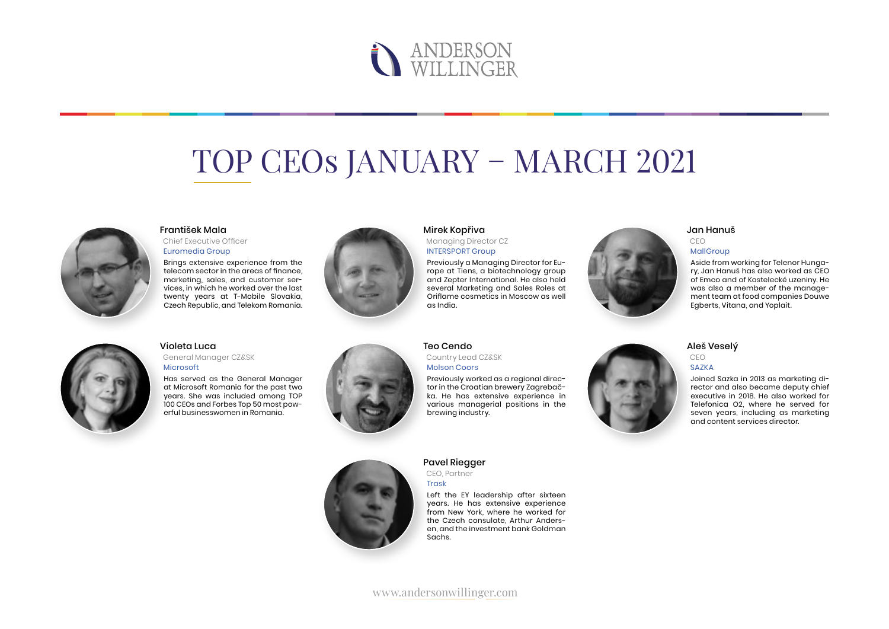ANDERSON WILLINGER

# TOP CEOs JANUARY – MARCH 2021

### František Mala
Chief Executive Officer
Euromedia Group

Brings extensive experience from the telecom sector in the areas of finance, marketing, sales, and customer services, in which he worked over the last twenty years at T-Mobile Slovakia, Czech Republic, and Telekom Romania.

### Mirek Kopřiva
Managing Director CZ
INTERSPORT Group

Previously a Managing Director for Europe at Tiens, a biotechnology group and Zepter International. He also held several Marketing and Sales Roles at Oriflame cosmetics in Moscow as well as India.

### Jan Hanuš
CEO
MallGroup

Aside from working for Telenor Hungary, Jan Hanuš has also worked as CEO of Emco and of Kostelecké uzeniny. He was also a member of the management team at food companies Douwe Egberts, Vitana, and Yoplait.

### Violeta Luca
General Manager CZ&SK
Microsoft

Has served as the General Manager at Microsoft Romania for the past two years. She was included among TOP 100 CEOs and Forbes Top 50 most powerful businesswomen in Romania.

### Teo Cendo
Country Lead CZ&SK
Molson Coors

Previously worked as a regional director in the Croatian brewery Zagrebačka. He has extensive experience in various managerial positions in the brewing industry.

### Aleš Veselý
CEO
SAZKA

Joined Sazka in 2013 as marketing director and also became deputy chief executive in 2018. He also worked for Telefonica O2, where he served for seven years, including as marketing and content services director.

### Pavel Riegger
CEO, Partner
Trask

Left the EY leadership after sixteen years. He has extensive experience from New York, where he worked for the Czech consulate, Arthur Andersen, and the investment bank Goldman Sachs.

www.andersonwillinger.com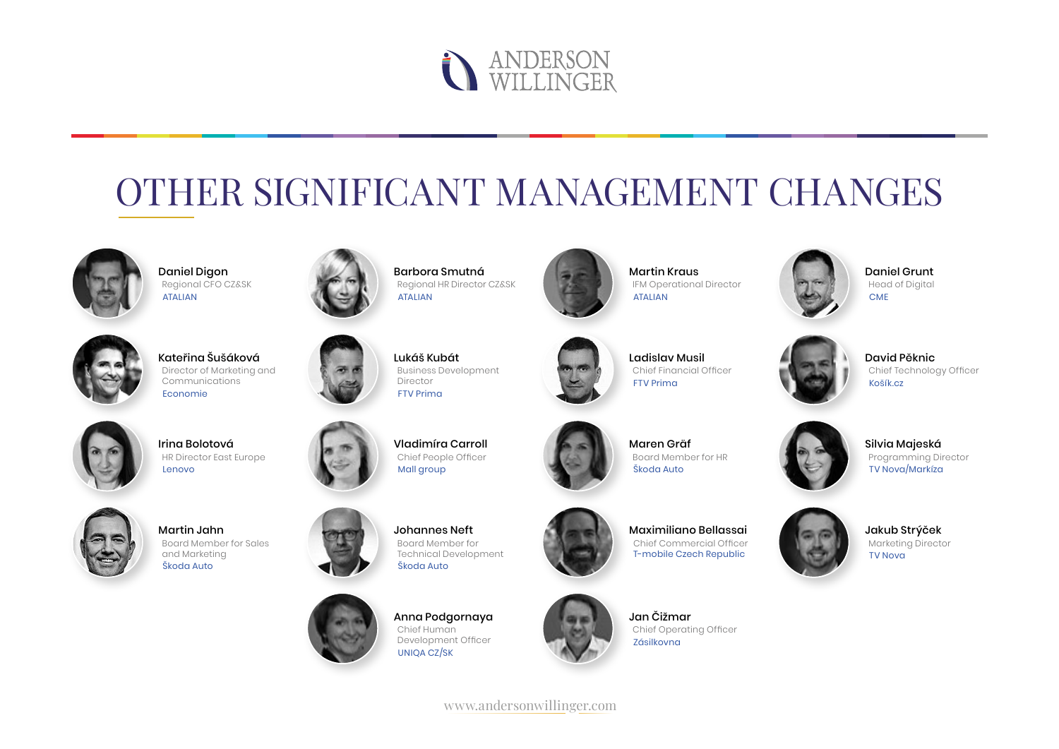# OTHER SIGNIFICANT MANAGEMENT CHANGES

**Daniel Digon**
Regional CFO CZ&SK
ATALIAN

**Barbora Smutná**
Regional HR Director CZ&SK
ATALIAN

**Martin Kraus**
IFM Operational Director
ATALIAN

**Daniel Grunt**
Head of Digital
CME

**Kateřina Šušáková**
Director of Marketing and Communications
Economie

**Lukáš Kubát**
Business Development Director
FTV Prima

**Ladislav Musil**
Chief Financial Officer
FTV Prima

**David Pěknic**
Chief Technology Officer
Košík.cz

**Irina Bolotová**
HR Director East Europe
Lenovo

**Vladimíra Carroll**
Chief People Officer
Mall group

**Maren Gräf**
Board Member for HR
Škoda Auto

**Silvia Majeská**
Programming Director
TV Nova/Markíza

**Martin Jahn**
Board Member for Sales and Marketing
Škoda Auto

**Johannes Neft**
Board Member for Technical Development
Škoda Auto

**Maximiliano Bellassai**
Chief Commercial Officer
T-mobile Czech Republic

**Jakub Strýček**
Marketing Director
TV Nova

**Anna Podgornaya**
Chief Human Development Officer
UNIQA CZ/SK

**Jan Čižmar**
Chief Operating Officer
Zásilkovna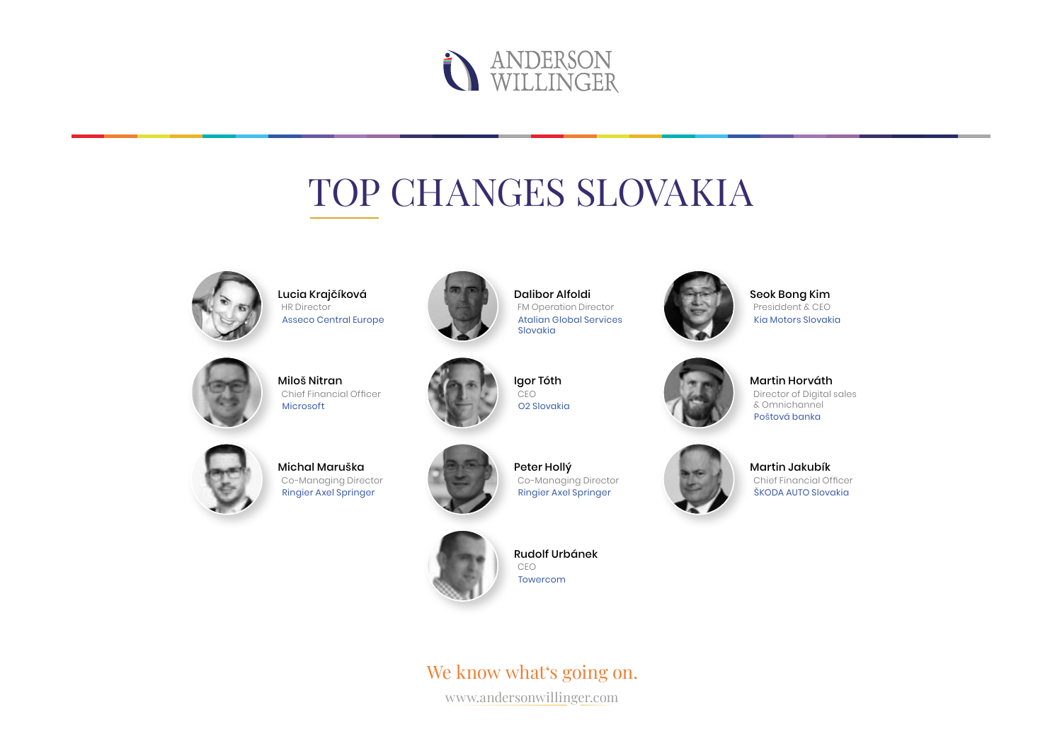ANDERSON WILLINGER

# TOP CHANGES SLOVAKIA

**Lucia Krajčíková**
HR Director
Asseco Central Europe

**Dalibor Alfoldi**
FM Operation Director
Atalian Global Services Slovakia

**Seok Bong Kim**
Presiddent & CEO
Kia Motors Slovakia

**Miloš Nitran**
Chief Financial Officer
Microsoft

**Igor Tóth**
CEO
O2 Slovakia

**Martin Horváth**
Director of Digital sales & Omnichannel
Poštová banka

**Michal Maruška**
Co-Managing Director
Ringier Axel Springer

**Peter Hollý**
Co-Managing Director
Ringier Axel Springer

**Martin Jakubík**
Chief Financial Officer
ŠKODA AUTO Slovakia

**Rudolf Urbánek**
CEO
Towercom

We know what's going on.

www.andersonwillinger.com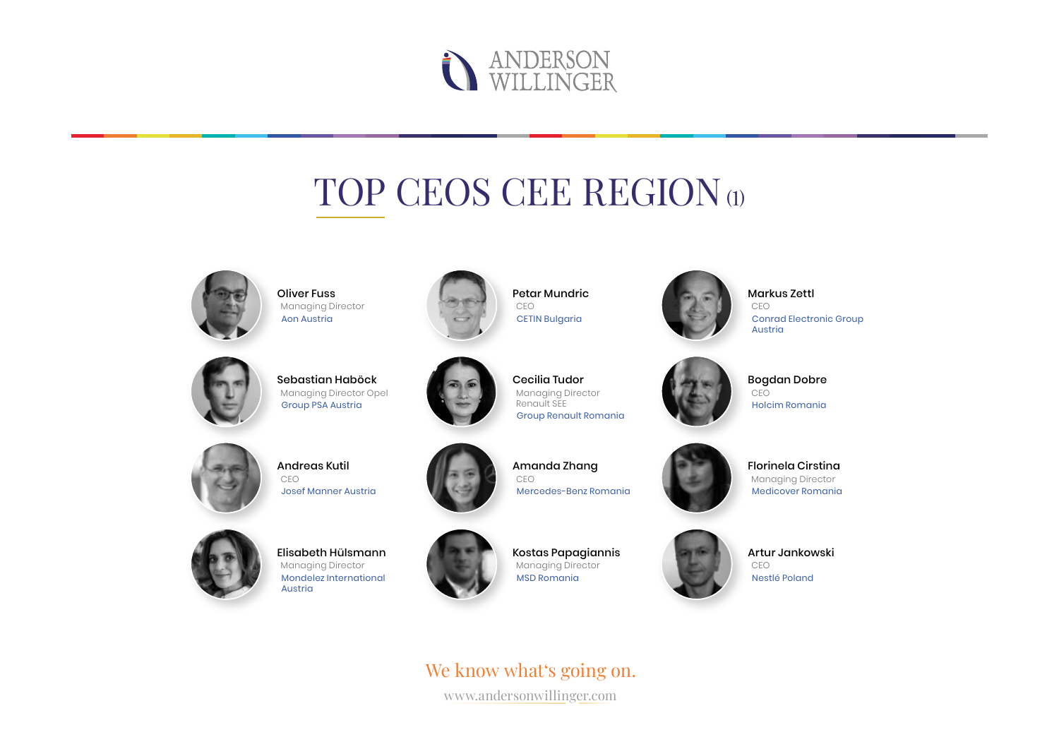ANDERSON WILLINGER

# TOP CEOS CEE REGION (1)

**Oliver Fuss**
Managing Director
Aon Austria

**Petar Mundric**
CEO
CETIN Bulgaria

**Markus Zettl**
CEO
Conrad Electronic Group Austria

**Sebastian Haböck**
Managing Director Opel
Group PSA Austria

**Cecilia Tudor**
Managing Director Renault SEE
Group Renault Romania

**Bogdan Dobre**
CEO
Holcim Romania

**Andreas Kutil**
CEO
Josef Manner Austria

**Amanda Zhang**
CEO
Mercedes-Benz Romania

**Florinela Cirstina**
Managing Director
Medicover Romania

**Elisabeth Hülsmann**
Managing Director
Mondelez International Austria

**Kostas Papagiannis**
Managing Director
MSD Romania

**Artur Jankowski**
CEO
Nestlé Poland

We know what's going on.

www.andersonwillinger.com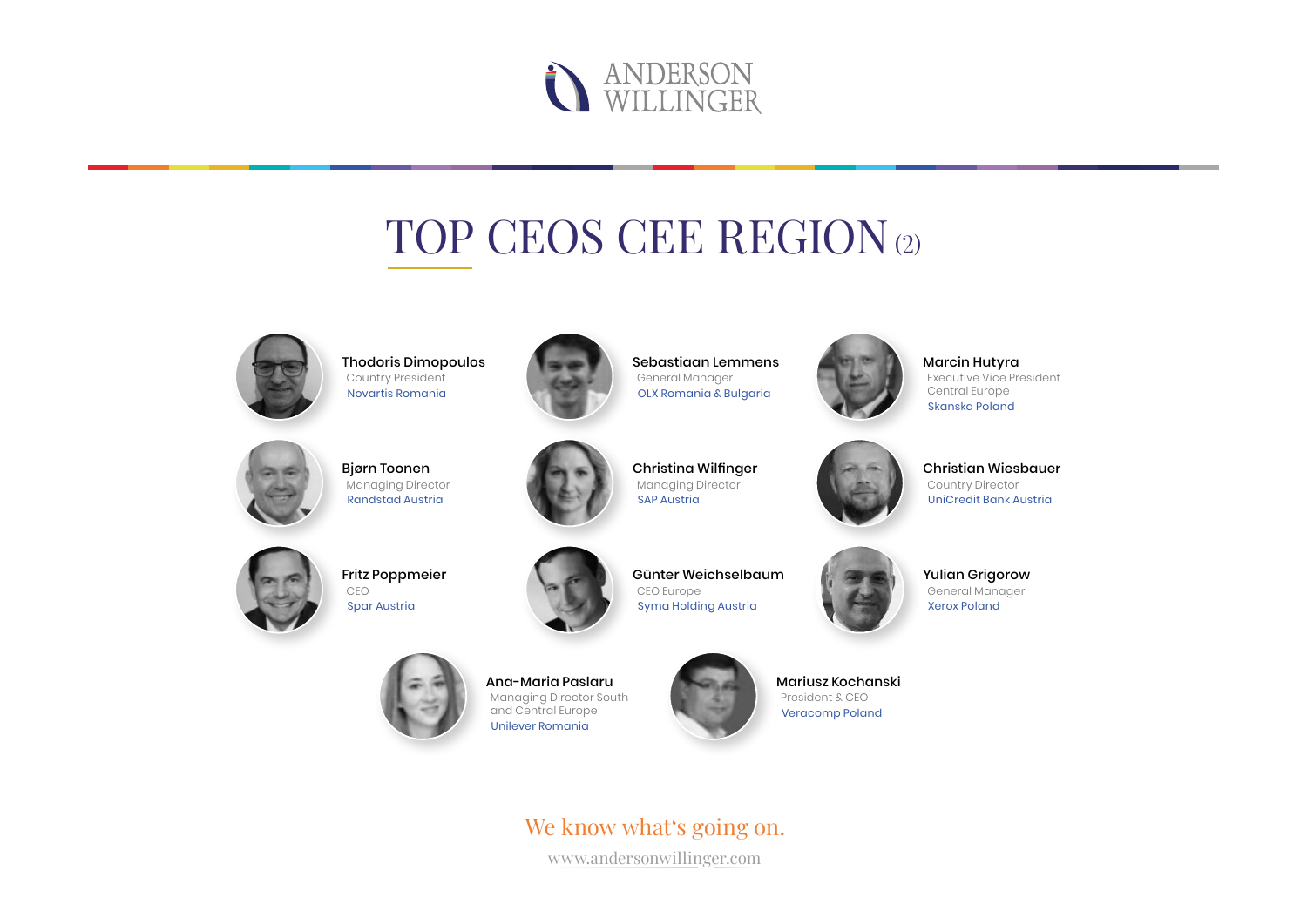ANDERSON WILLINGER

# TOP CEOS CEE REGION (2)

**Thodoris Dimopoulos**
Country President
Novartis Romania

**Sebastiaan Lemmens**
General Manager
OLX Romania & Bulgaria

**Marcin Hutyra**
Executive Vice President Central Europe
Skanska Poland

**Bjørn Toonen**
Managing Director
Randstad Austria

**Christina Wilfinger**
Managing Director
SAP Austria

**Christian Wiesbauer**
Country Director
UniCredit Bank Austria

**Fritz Poppmeier**
CEO
Spar Austria

**Günter Weichselbaum**
CEO Europe
Syma Holding Austria

**Yulian Grigorow**
General Manager
Xerox Poland

**Ana-Maria Paslaru**
Managing Director South and Central Europe
Unilever Romania

**Mariusz Kochanski**
President & CEO
Veracomp Poland

We know what's going on.

www.andersonwillinger.com